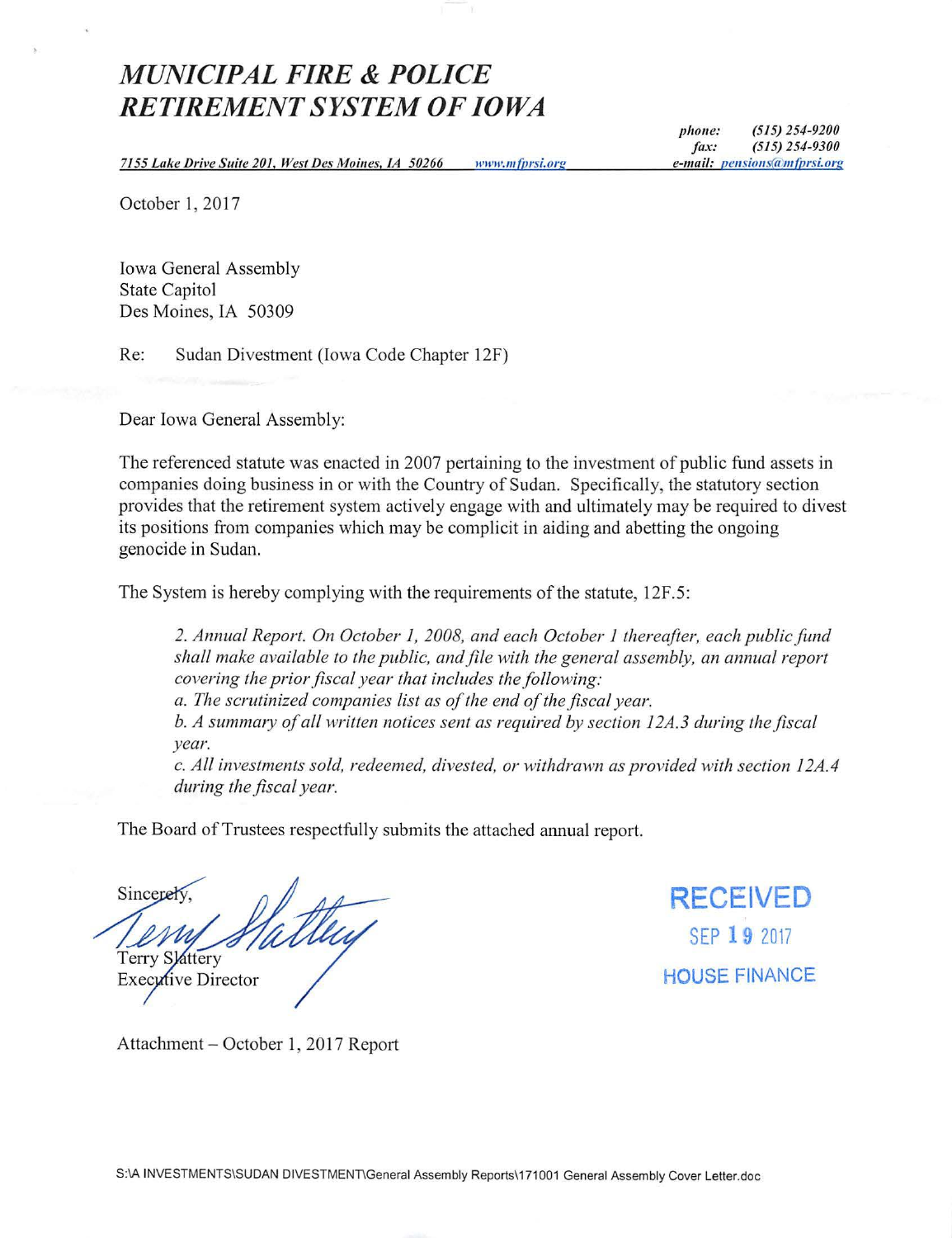# *MUNICIPAL FIRE & POLICE RETIREMENT SYSTEM OF IOWA*

*7155 Lake Drive Suite 201, West Des Moines, IA 50266* *www.mfprsi.org*

*phone:* *(515) 254-9200*
*fax:* *(515) 254-9300*
*e-mail:* *pensions@mfprsi.org*

October 1, 2017

Iowa General Assembly
State Capitol
Des Moines, IA 50309

Re: Sudan Divestment (Iowa Code Chapter 12F)

Dear Iowa General Assembly:

The referenced statute was enacted in 2007 pertaining to the investment of public fund assets in companies doing business in or with the Country of Sudan. Specifically, the statutory section provides that the retirement system actively engage with and ultimately may be required to divest its positions from companies which may be complicit in aiding and abetting the ongoing genocide in Sudan.

The System is hereby complying with the requirements of the statute, 12F.5:

> *2. Annual Report. On October 1, 2008, and each October 1 thereafter, each public fund shall make available to the public, and file with the general assembly, an annual report covering the prior fiscal year that includes the following:*
>
> *a. The scrutinized companies list as of the end of the fiscal year.*
>
> *b. A summary of all written notices sent as required by section 12A.3 during the fiscal year.*
>
> *c. All investments sold, redeemed, divested, or withdrawn as provided with section 12A.4 during the fiscal year.*

The Board of Trustees respectfully submits the attached annual report.

Sincerely,

Terry Slattery
Executive Director

RECEIVED
SEP 19 2017
HOUSE FINANCE

Attachment – October 1, 2017 Report

S:\A INVESTMENTS\SUDAN DIVESTMENT\General Assembly Reports\171001 General Assembly Cover Letter.doc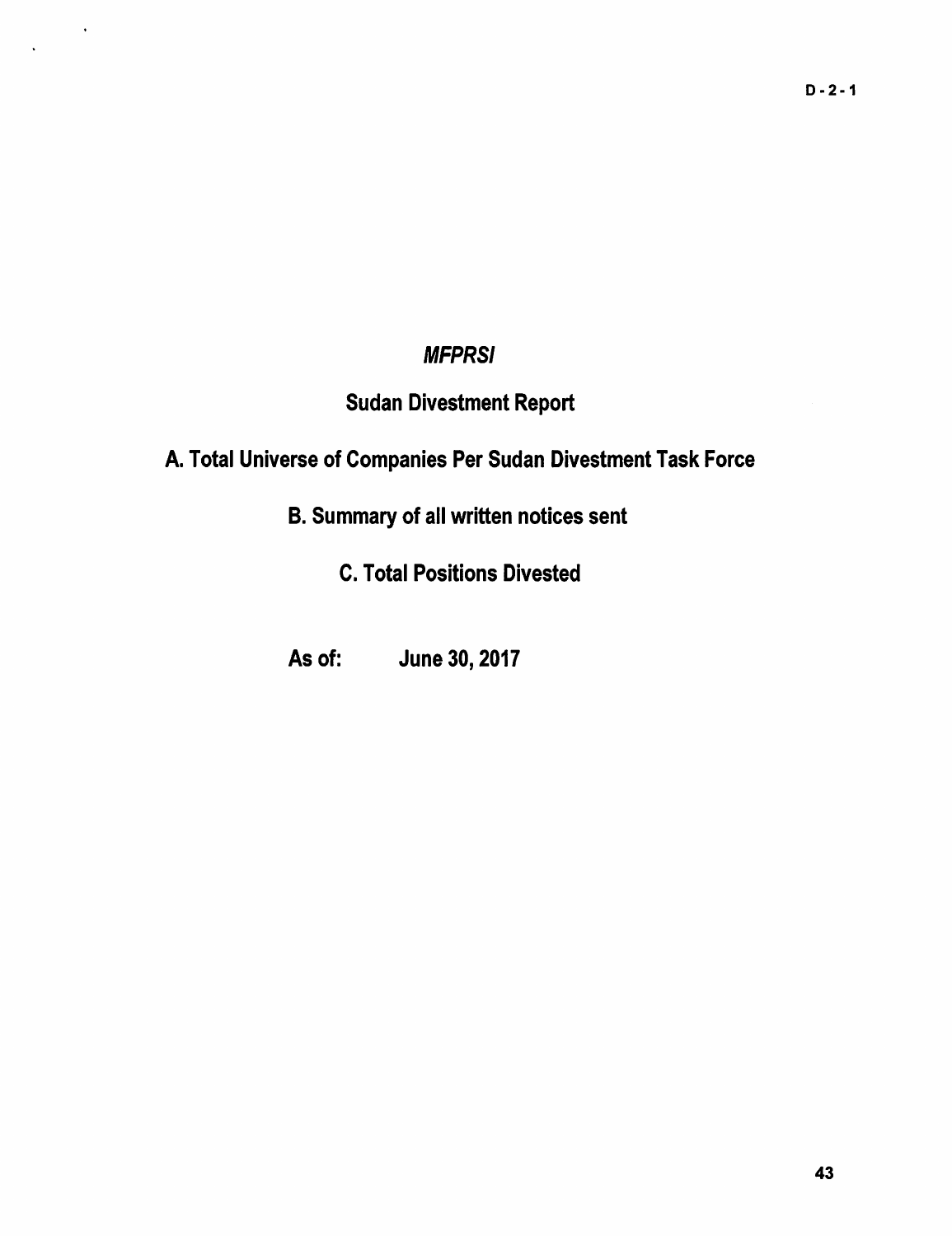*MFPRSI*

# Sudan Divestment Report

## A. Total Universe of Companies Per Sudan Divestment Task Force

## B. Summary of all written notices sent

## C. Total Positions Divested

**As of: June 30, 2017**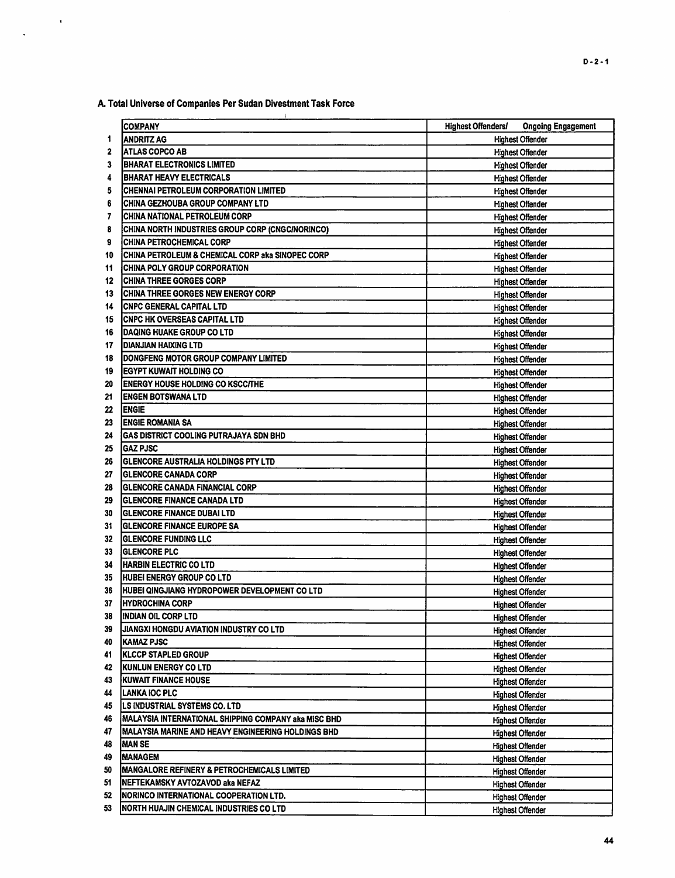## A. Total Universe of Companies Per Sudan Divestment Task Force

| | COMPANY | Highest Offenders/ Ongoing Engagement |
|---|---|---|
| 1 | ANDRITZ AG | Highest Offender |
| 2 | ATLAS COPCO AB | Highest Offender |
| 3 | BHARAT ELECTRONICS LIMITED | Highest Offender |
| 4 | BHARAT HEAVY ELECTRICALS | Highest Offender |
| 5 | CHENNAI PETROLEUM CORPORATION LIMITED | Highest Offender |
| 6 | CHINA GEZHOUBA GROUP COMPANY LTD | Highest Offender |
| 7 | CHINA NATIONAL PETROLEUM CORP | Highest Offender |
| 8 | CHINA NORTH INDUSTRIES GROUP CORP (CNGC/NORINCO) | Highest Offender |
| 9 | CHINA PETROCHEMICAL CORP | Highest Offender |
| 10 | CHINA PETROLEUM & CHEMICAL CORP aka SINOPEC CORP | Highest Offender |
| 11 | CHINA POLY GROUP CORPORATION | Highest Offender |
| 12 | CHINA THREE GORGES CORP | Highest Offender |
| 13 | CHINA THREE GORGES NEW ENERGY CORP | Highest Offender |
| 14 | CNPC GENERAL CAPITAL LTD | Highest Offender |
| 15 | CNPC HK OVERSEAS CAPITAL LTD | Highest Offender |
| 16 | DAQING HUAKE GROUP CO LTD | Highest Offender |
| 17 | DIANJIAN HAIXING LTD | Highest Offender |
| 18 | DONGFENG MOTOR GROUP COMPANY LIMITED | Highest Offender |
| 19 | EGYPT KUWAIT HOLDING CO | Highest Offender |
| 20 | ENERGY HOUSE HOLDING CO KSCC/THE | Highest Offender |
| 21 | ENGEN BOTSWANA LTD | Highest Offender |
| 22 | ENGIE | Highest Offender |
| 23 | ENGIE ROMANIA SA | Highest Offender |
| 24 | GAS DISTRICT COOLING PUTRAJAYA SDN BHD | Highest Offender |
| 25 | GAZ PJSC | Highest Offender |
| 26 | GLENCORE AUSTRALIA HOLDINGS PTY LTD | Highest Offender |
| 27 | GLENCORE CANADA CORP | Highest Offender |
| 28 | GLENCORE CANADA FINANCIAL CORP | Highest Offender |
| 29 | GLENCORE FINANCE CANADA LTD | Highest Offender |
| 30 | GLENCORE FINANCE DUBAI LTD | Highest Offender |
| 31 | GLENCORE FINANCE EUROPE SA | Highest Offender |
| 32 | GLENCORE FUNDING LLC | Highest Offender |
| 33 | GLENCORE PLC | Highest Offender |
| 34 | HARBIN ELECTRIC CO LTD | Highest Offender |
| 35 | HUBEI ENERGY GROUP CO LTD | Highest Offender |
| 36 | HUBEI QINGJIANG HYDROPOWER DEVELOPMENT CO LTD | Highest Offender |
| 37 | HYDROCHINA CORP | Highest Offender |
| 38 | INDIAN OIL CORP LTD | Highest Offender |
| 39 | JIANGXI HONGDU AVIATION INDUSTRY CO LTD | Highest Offender |
| 40 | KAMAZ PJSC | Highest Offender |
| 41 | KLCCP STAPLED GROUP | Highest Offender |
| 42 | KUNLUN ENERGY CO LTD | Highest Offender |
| 43 | KUWAIT FINANCE HOUSE | Highest Offender |
| 44 | LANKA IOC PLC | Highest Offender |
| 45 | LS INDUSTRIAL SYSTEMS CO. LTD | Highest Offender |
| 46 | MALAYSIA INTERNATIONAL SHIPPING COMPANY aka MISC BHD | Highest Offender |
| 47 | MALAYSIA MARINE AND HEAVY ENGINEERING HOLDINGS BHD | Highest Offender |
| 48 | MAN SE | Highest Offender |
| 49 | MANAGEM | Highest Offender |
| 50 | MANGALORE REFINERY & PETROCHEMICALS LIMITED | Highest Offender |
| 51 | NEFTEKAMSKY AVTOZAVOD aka NEFAZ | Highest Offender |
| 52 | NORINCO INTERNATIONAL COOPERATION LTD. | Highest Offender |
| 53 | NORTH HUAJIN CHEMICAL INDUSTRIES CO LTD | Highest Offender |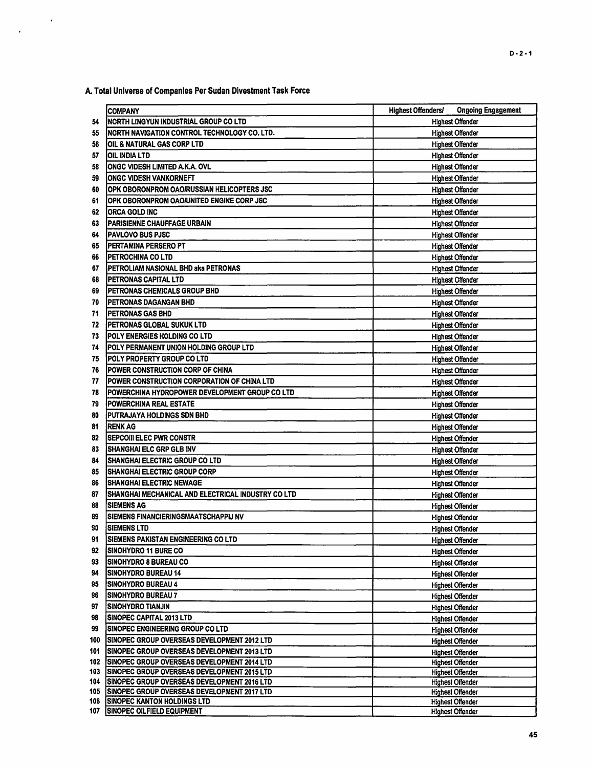## A. Total Universe of Companies Per Sudan Divestment Task Force

| | COMPANY | Highest Offenders/ Ongoing Engagement |
|---|---|---|
| 54 | NORTH LINGYUN INDUSTRIAL GROUP CO LTD | Highest Offender |
| 55 | NORTH NAVIGATION CONTROL TECHNOLOGY CO. LTD. | Highest Offender |
| 56 | OIL & NATURAL GAS CORP LTD | Highest Offender |
| 57 | OIL INDIA LTD | Highest Offender |
| 58 | ONGC VIDESH LIMITED A.K.A. OVL | Highest Offender |
| 59 | ONGC VIDESH VANKORNEFT | Highest Offender |
| 60 | OPK OBORONPROM OAO/RUSSIAN HELICOPTERS JSC | Highest Offender |
| 61 | OPK OBORONPROM OAO/UNITED ENGINE CORP JSC | Highest Offender |
| 62 | ORCA GOLD INC | Highest Offender |
| 63 | PARISIENNE CHAUFFAGE URBAIN | Highest Offender |
| 64 | PAVLOVO BUS PJSC | Highest Offender |
| 65 | PERTAMINA PERSERO PT | Highest Offender |
| 66 | PETROCHINA CO LTD | Highest Offender |
| 67 | PETROLIAM NASIONAL BHD aka PETRONAS | Highest Offender |
| 68 | PETRONAS CAPITAL LTD | Highest Offender |
| 69 | PETRONAS CHEMICALS GROUP BHD | Highest Offender |
| 70 | PETRONAS DAGANGAN BHD | Highest Offender |
| 71 | PETRONAS GAS BHD | Highest Offender |
| 72 | PETRONAS GLOBAL SUKUK LTD | Highest Offender |
| 73 | POLY ENERGIES HOLDING CO LTD | Highest Offender |
| 74 | POLY PERMANENT UNION HOLDING GROUP LTD | Highest Offender |
| 75 | POLY PROPERTY GROUP CO LTD | Highest Offender |
| 76 | POWER CONSTRUCTION CORP OF CHINA | Highest Offender |
| 77 | POWER CONSTRUCTION CORPORATION OF CHINA LTD | Highest Offender |
| 78 | POWERCHINA HYDROPOWER DEVELOPMENT GROUP CO LTD | Highest Offender |
| 79 | POWERCHINA REAL ESTATE | Highest Offender |
| 80 | PUTRAJAYA HOLDINGS SDN BHD | Highest Offender |
| 81 | RENK AG | Highest Offender |
| 82 | SEPCOIII ELEC PWR CONSTR | Highest Offender |
| 83 | SHANGHAI ELC GRP GLB INV | Highest Offender |
| 84 | SHANGHAI ELECTRIC GROUP CO LTD | Highest Offender |
| 85 | SHANGHAI ELECTRIC GROUP CORP | Highest Offender |
| 86 | SHANGHAI ELECTRIC NEWAGE | Highest Offender |
| 87 | SHANGHAI MECHANICAL AND ELECTRICAL INDUSTRY CO LTD | Highest Offender |
| 88 | SIEMENS AG | Highest Offender |
| 89 | SIEMENS FINANCIERINGSMAATSCHAPPIJ NV | Highest Offender |
| 90 | SIEMENS LTD | Highest Offender |
| 91 | SIEMENS PAKISTAN ENGINEERING CO LTD | Highest Offender |
| 92 | SINOHYDRO 11 BURE CO | Highest Offender |
| 93 | SINOHYDRO 8 BUREAU CO | Highest Offender |
| 94 | SINOHYDRO BUREAU 14 | Highest Offender |
| 95 | SINOHYDRO BUREAU 4 | Highest Offender |
| 96 | SINOHYDRO BUREAU 7 | Highest Offender |
| 97 | SINOHYDRO TIANJIN | Highest Offender |
| 98 | SINOPEC CAPITAL 2013 LTD | Highest Offender |
| 99 | SINOPEC ENGINEERING GROUP CO LTD | Highest Offender |
| 100 | SINOPEC GROUP OVERSEAS DEVELOPMENT 2012 LTD | Highest Offender |
| 101 | SINOPEC GROUP OVERSEAS DEVELOPMENT 2013 LTD | Highest Offender |
| 102 | SINOPEC GROUP OVERSEAS DEVELOPMENT 2014 LTD | Highest Offender |
| 103 | SINOPEC GROUP OVERSEAS DEVELOPMENT 2015 LTD | Highest Offender |
| 104 | SINOPEC GROUP OVERSEAS DEVELOPMENT 2016 LTD | Highest Offender |
| 105 | SINOPEC GROUP OVERSEAS DEVELOPMENT 2017 LTD | Highest Offender |
| 106 | SINOPEC KANTON HOLDINGS LTD | Highest Offender |
| 107 | SINOPEC OILFIELD EQUIPMENT | Highest Offender |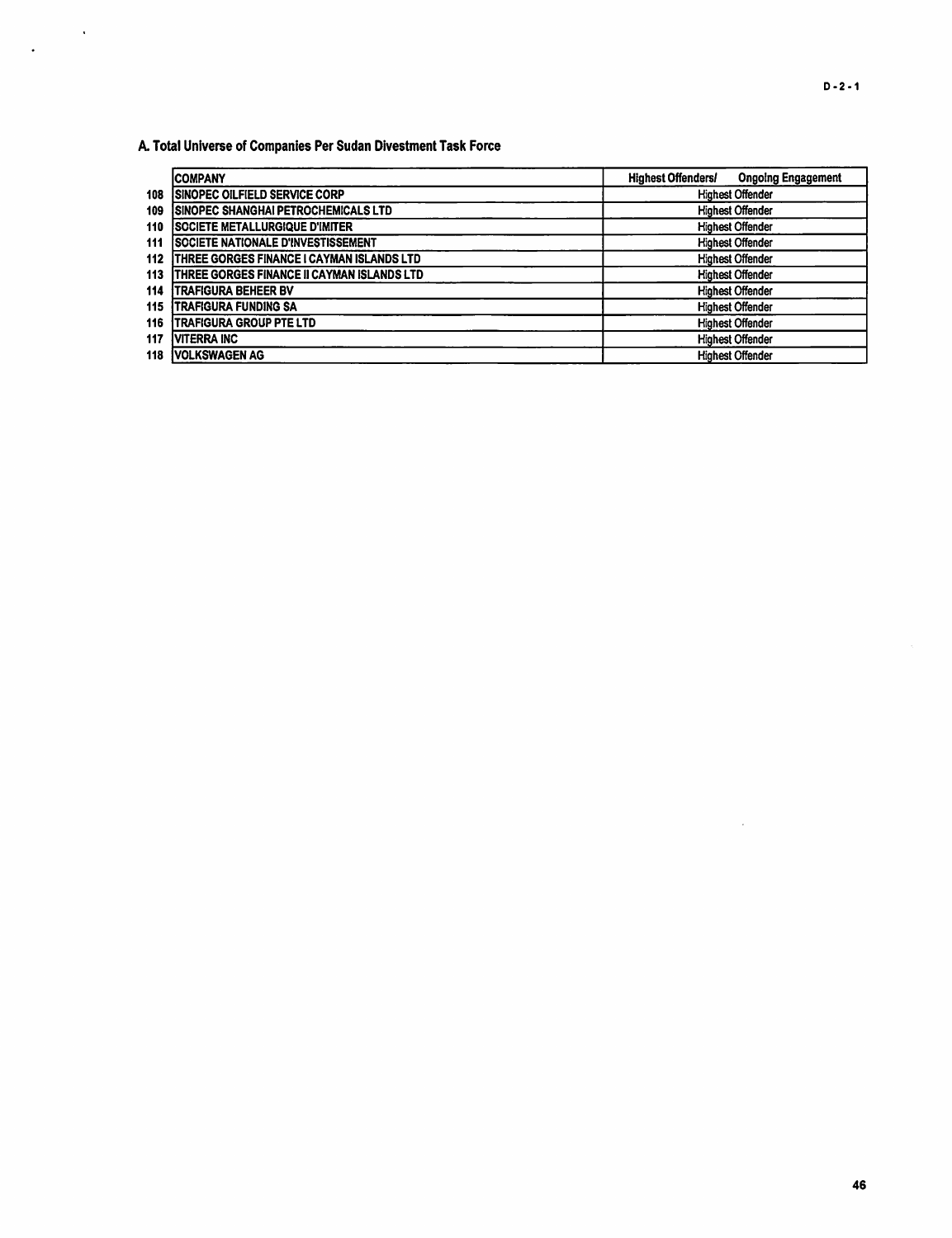## A. Total Universe of Companies Per Sudan Divestment Task Force

| | COMPANY | Highest Offenders/ Ongoing Engagement |
|---|---|---|
| 108 | SINOPEC OILFIELD SERVICE CORP | Highest Offender |
| 109 | SINOPEC SHANGHAI PETROCHEMICALS LTD | Highest Offender |
| 110 | SOCIETE METALLURGIQUE D'IMITER | Highest Offender |
| 111 | SOCIETE NATIONALE D'INVESTISSEMENT | Highest Offender |
| 112 | THREE GORGES FINANCE I CAYMAN ISLANDS LTD | Highest Offender |
| 113 | THREE GORGES FINANCE II CAYMAN ISLANDS LTD | Highest Offender |
| 114 | TRAFIGURA BEHEER BV | Highest Offender |
| 115 | TRAFIGURA FUNDING SA | Highest Offender |
| 116 | TRAFIGURA GROUP PTE LTD | Highest Offender |
| 117 | VITERRA INC | Highest Offender |
| 118 | VOLKSWAGEN AG | Highest Offender |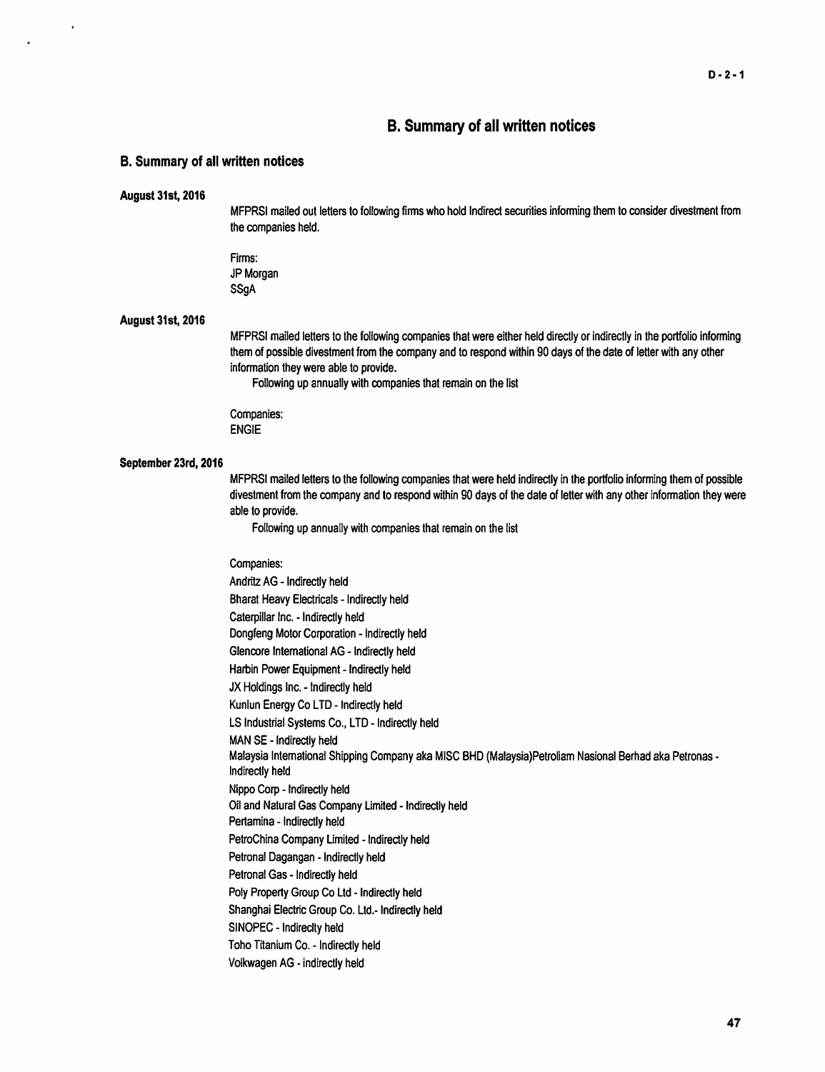# B. Summary of all written notices

## B. Summary of all written notices

**August 31st, 2016**

MFPRSI mailed out letters to following firms who hold Indirect securities informing them to consider divestment from the companies held.

Firms:
JP Morgan
SSgA

**August 31st, 2016**

MFPRSI mailed letters to the following companies that were either held directly or indirectly in the portfolio informing them of possible divestment from the company and to respond within 90 days of the date of letter with any other information they were able to provide.

Following up annually with companies that remain on the list

Companies:
ENGIE

**September 23rd, 2016**

MFPRSI mailed letters to the following companies that were held indirectly in the portfolio informing them of possible divestment from the company and to respond within 90 days of the date of letter with any other information they were able to provide.

Following up annually with companies that remain on the list

Companies:

Andritz AG - Indirectly held
Bharat Heavy Electricals - Indirectly held
Caterpillar Inc. - Indirectly held
Dongfeng Motor Corporation - Indirectly held
Glencore International AG - Indirectly held
Harbin Power Equipment - Indirectly held
JX Holdings Inc. - Indirectly held
Kunlun Energy Co LTD - Indirectly held
LS Industrial Systems Co., LTD - Indirectly held
MAN SE - Indirectly held
Malaysia International Shipping Company aka MISC BHD (Malaysia)Petroliam Nasional Berhad aka Petronas - Indirectly held
Nippo Corp - Indirectly held
Oil and Natural Gas Company Limited - Indirectly held
Pertamina - Indirectly held
PetroChina Company Limited - Indirectly held
Petronal Dagangan - Indirectly held
Petronal Gas - Indirectly held
Poly Property Group Co Ltd - Indirectly held
Shanghai Electric Group Co. Ltd.- Indirectly held
SINOPEC - Indireclty held
Toho Titanium Co. - Indirectly held
Volkwagen AG - indirectly held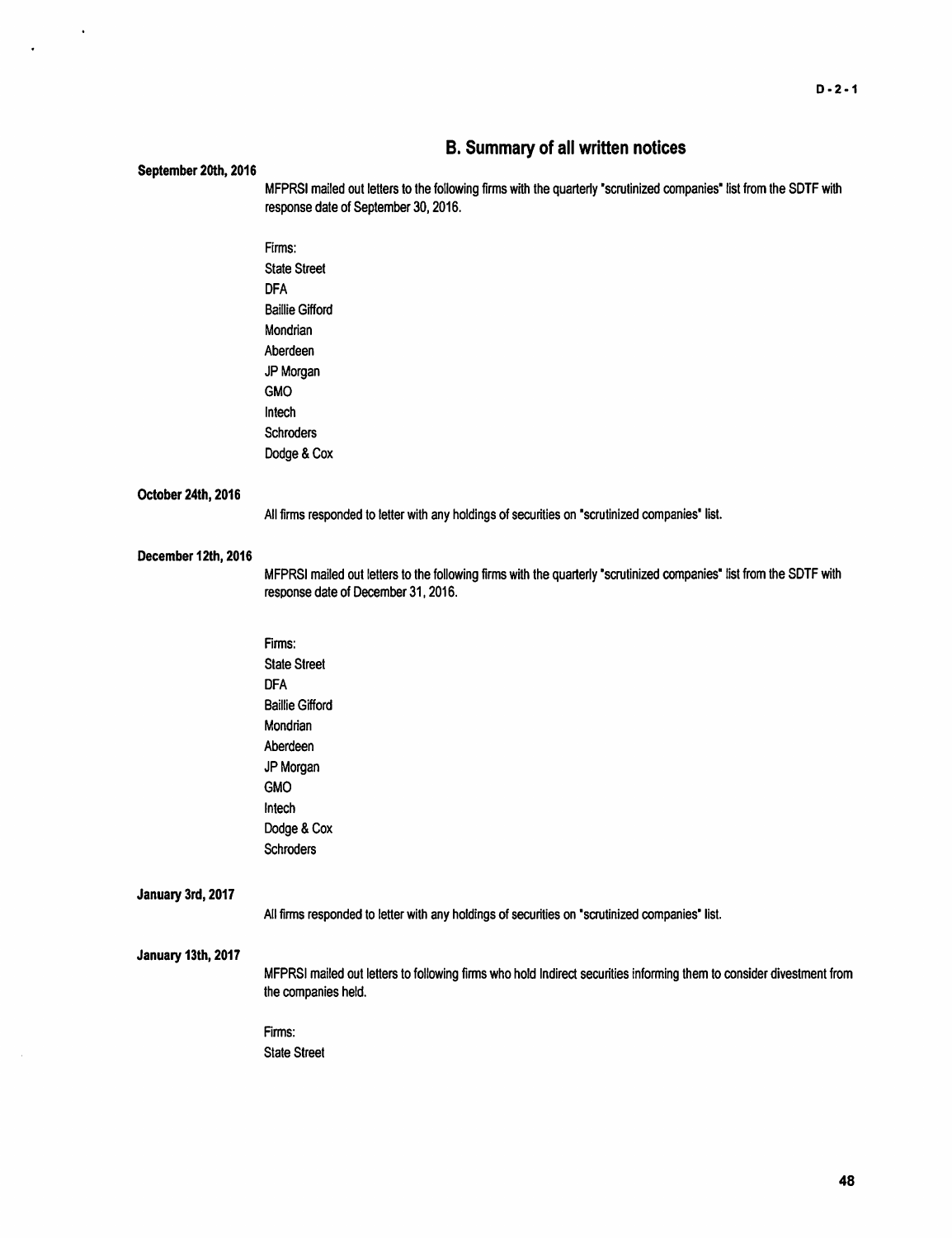## B. Summary of all written notices

**September 20th, 2016**

MFPRSI mailed out letters to the following firms with the quarterly "scrutinized companies" list from the SDTF with response date of September 30, 2016.

Firms:
State Street
DFA
Baillie Gifford
Mondrian
Aberdeen
JP Morgan
GMO
Intech
Schroders
Dodge & Cox

**October 24th, 2016**

All firms responded to letter with any holdings of securities on "scrutinized companies" list.

**December 12th, 2016**

MFPRSI mailed out letters to the following firms with the quarterly "scrutinized companies" list from the SDTF with response date of December 31, 2016.

Firms:
State Street
DFA
Baillie Gifford
Mondrian
Aberdeen
JP Morgan
GMO
Intech
Dodge & Cox
Schroders

**January 3rd, 2017**

All firms responded to letter with any holdings of securities on "scrutinized companies" list.

**January 13th, 2017**

MFPRSI mailed out letters to following firms who hold Indirect securities informing them to consider divestment from the companies held.

Firms:
State Street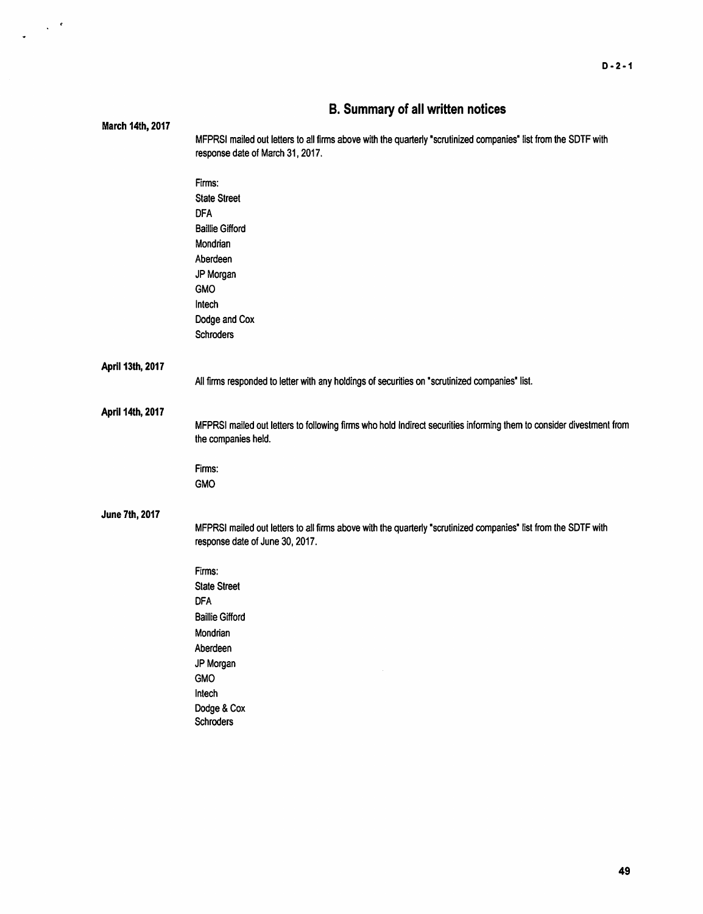## B. Summary of all written notices

**March 14th, 2017**

MFPRSI mailed out letters to all firms above with the quarterly "scrutinized companies" list from the SDTF with response date of March 31, 2017.

Firms:
State Street
DFA
Baillie Gifford
Mondrian
Aberdeen
JP Morgan
GMO
Intech
Dodge and Cox
Schroders

**April 13th, 2017**

All firms responded to letter with any holdings of securities on "scrutinized companies" list.

**April 14th, 2017**

MFPRSI mailed out letters to following firms who hold Indirect securities informing them to consider divestment from the companies held.

Firms:
GMO

**June 7th, 2017**

MFPRSI mailed out letters to all firms above with the quarterly "scrutinized companies" list from the SDTF with response date of June 30, 2017.

Firms:
State Street
DFA
Baillie Gifford
Mondrian
Aberdeen
JP Morgan
GMO
Intech
Dodge & Cox
Schroders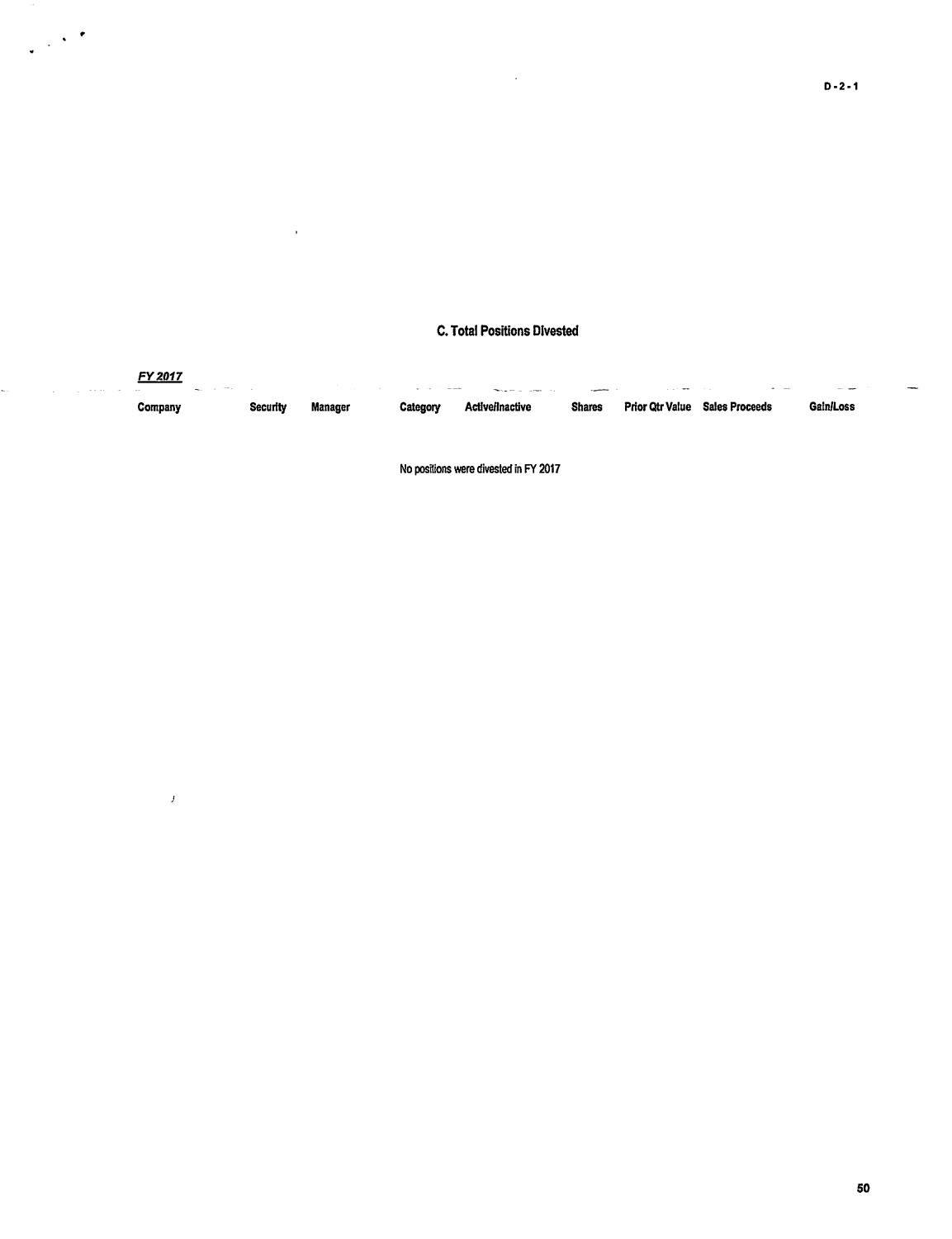## C. Total Positions Divested

*FY 2017*

| Company | Security | Manager | Category | Active/Inactive | Shares | Prior Qtr Value | Sales Proceeds | Gain/Loss |
|---|---|---|---|---|---|---|---|---|

No positions were divested in FY 2017